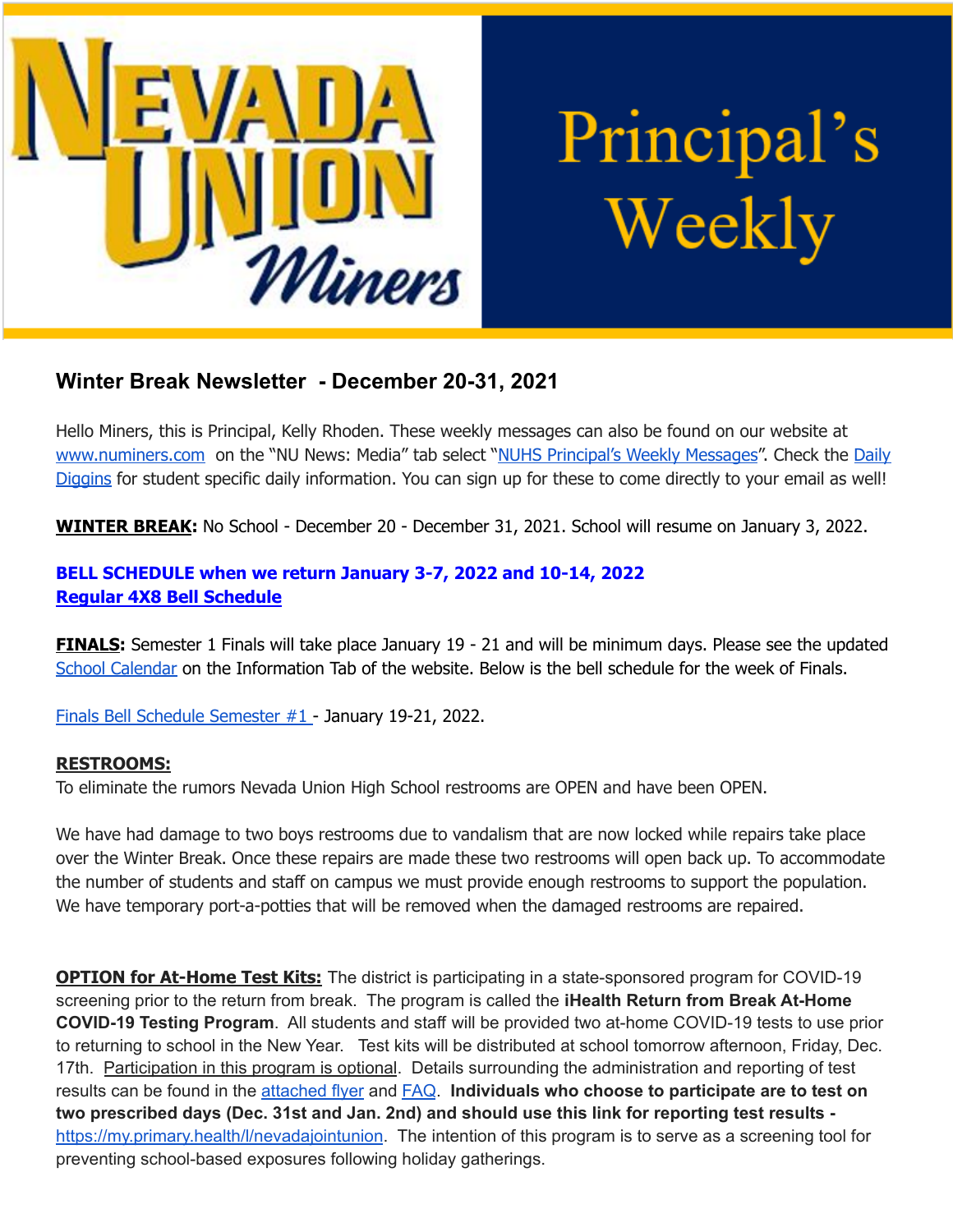# Nevada Union Miners — Principal's Weekly

## Winter Break Newsletter - December 20-31, 2021

Hello Miners, this is Principal, Kelly Rhoden. These weekly messages can also be found on our website at www.numiners.com on the "NU News: Media" tab select "NUHS Principal's Weekly Messages". Check the Daily Diggins for student specific daily information. You can sign up for these to come directly to your email as well!

**WINTER BREAK:** No School - December 20 - December 31, 2021. School will resume on January 3, 2022.

**BELL SCHEDULE when we return January 3-7, 2022 and 10-14, 2022**
**Regular 4X8 Bell Schedule**

**FINALS:** Semester 1 Finals will take place January 19 - 21 and will be minimum days. Please see the updated School Calendar on the Information Tab of the website. Below is the bell schedule for the week of Finals.

Finals Bell Schedule Semester #1 - January 19-21, 2022.

**RESTROOMS:**
To eliminate the rumors Nevada Union High School restrooms are OPEN and have been OPEN.

We have had damage to two boys restrooms due to vandalism that are now locked while repairs take place over the Winter Break. Once these repairs are made these two restrooms will open back up. To accommodate the number of students and staff on campus we must provide enough restrooms to support the population. We have temporary port-a-potties that will be removed when the damaged restrooms are repaired.

**OPTION for At-Home Test Kits:** The district is participating in a state-sponsored program for COVID-19 screening prior to the return from break. The program is called the **iHealth Return from Break At-Home COVID-19 Testing Program**. All students and staff will be provided two at-home COVID-19 tests to use prior to returning to school in the New Year. Test kits will be distributed at school tomorrow afternoon, Friday, Dec. 17th. Participation in this program is optional. Details surrounding the administration and reporting of test results can be found in the attached flyer and FAQ. **Individuals who choose to participate are to test on two prescribed days (Dec. 31st and Jan. 2nd) and should use this link for reporting test results -** https://my.primary.health/l/nevadajointunion. The intention of this program is to serve as a screening tool for preventing school-based exposures following holiday gatherings.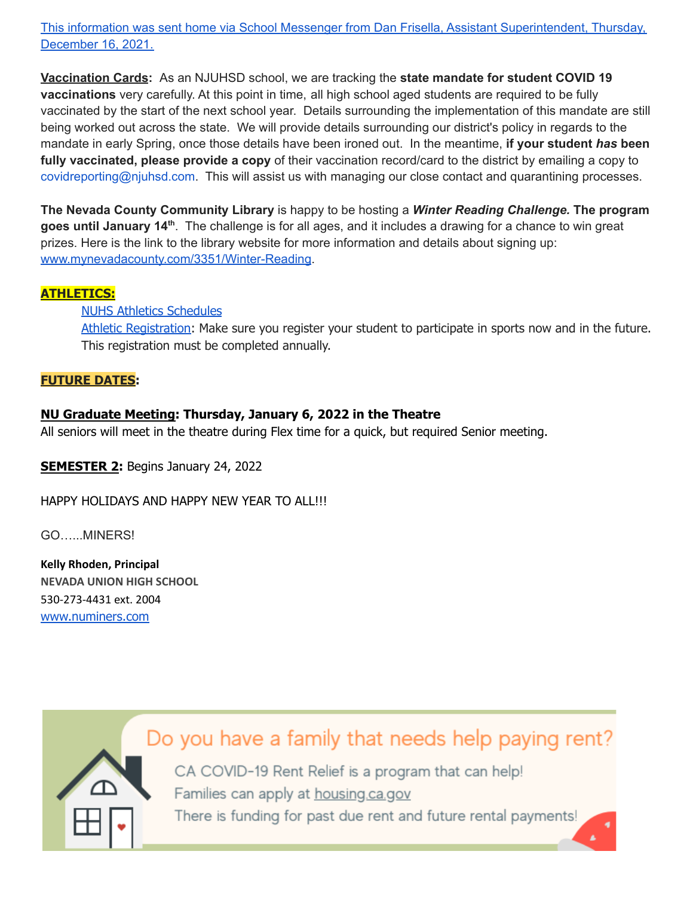[This information was sent home via School Messenger from Dan Frisella, Assistant Superintendent, Thursday, December 16, 2021.]

**Vaccination Cards:** As an NJUHSD school, we are tracking the **state mandate for student COVID 19 vaccinations** very carefully. At this point in time, all high school aged students are required to be fully vaccinated by the start of the next school year. Details surrounding the implementation of this mandate are still being worked out across the state. We will provide details surrounding our district's policy in regards to the mandate in early Spring, once those details have been ironed out. In the meantime, **if your student *has* been fully vaccinated, please provide a copy** of their vaccination record/card to the district by emailing a copy to covidreporting@njuhsd.com. This will assist us with managing our close contact and quarantining processes.

**The Nevada County Community Library** is happy to be hosting a ***Winter Reading Challenge.*** **The program goes until January 14th**. The challenge is for all ages, and it includes a drawing for a chance to win great prizes. Here is the link to the library website for more information and details about signing up: www.mynevadacounty.com/3351/Winter-Reading.

**ATHLETICS:**

- NUHS Athletics Schedules
- Athletic Registration: Make sure you register your student to participate in sports now and in the future. This registration must be completed annually.

**FUTURE DATES:**

**NU Graduate Meeting: Thursday, January 6, 2022 in the Theatre**
All seniors will meet in the theatre during Flex time for a quick, but required Senior meeting.

**SEMESTER 2:** Begins January 24, 2022

HAPPY HOLIDAYS AND HAPPY NEW YEAR TO ALL!!!

GO…...MINERS!

**Kelly Rhoden, Principal**
NEVADA UNION HIGH SCHOOL
530-273-4431 ext. 2004
www.numiners.com

Do you have a family that needs help paying rent?

CA COVID-19 Rent Relief is a program that can help!
Families can apply at housing.ca.gov
There is funding for past due rent and future rental payments!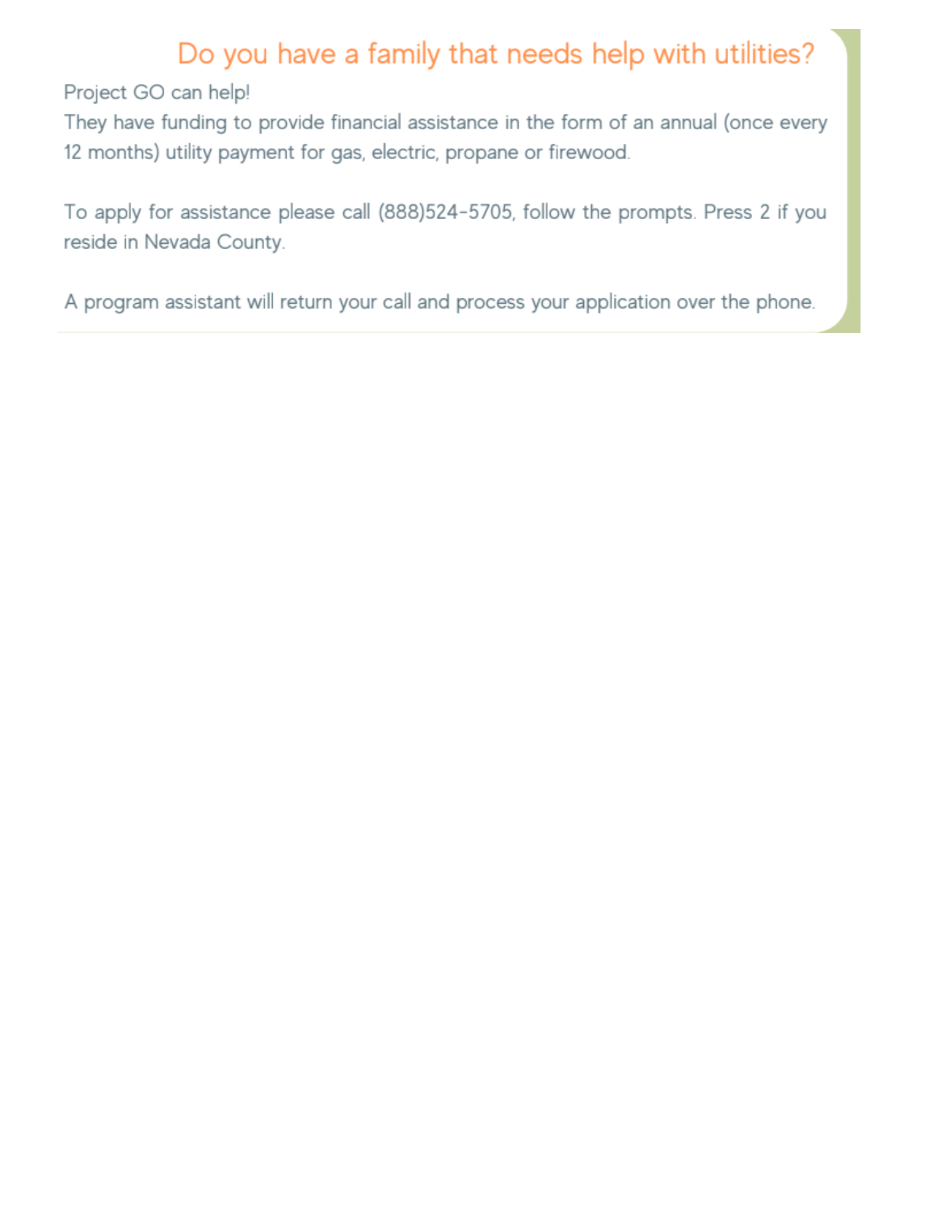## Do you have a family that needs help with utilities?

Project GO can help!
They have funding to provide financial assistance in the form of an annual (once every 12 months) utility payment for gas, electric, propane or firewood.

To apply for assistance please call (888)524-5705, follow the prompts. Press 2 if you reside in Nevada County.

A program assistant will return your call and process your application over the phone.